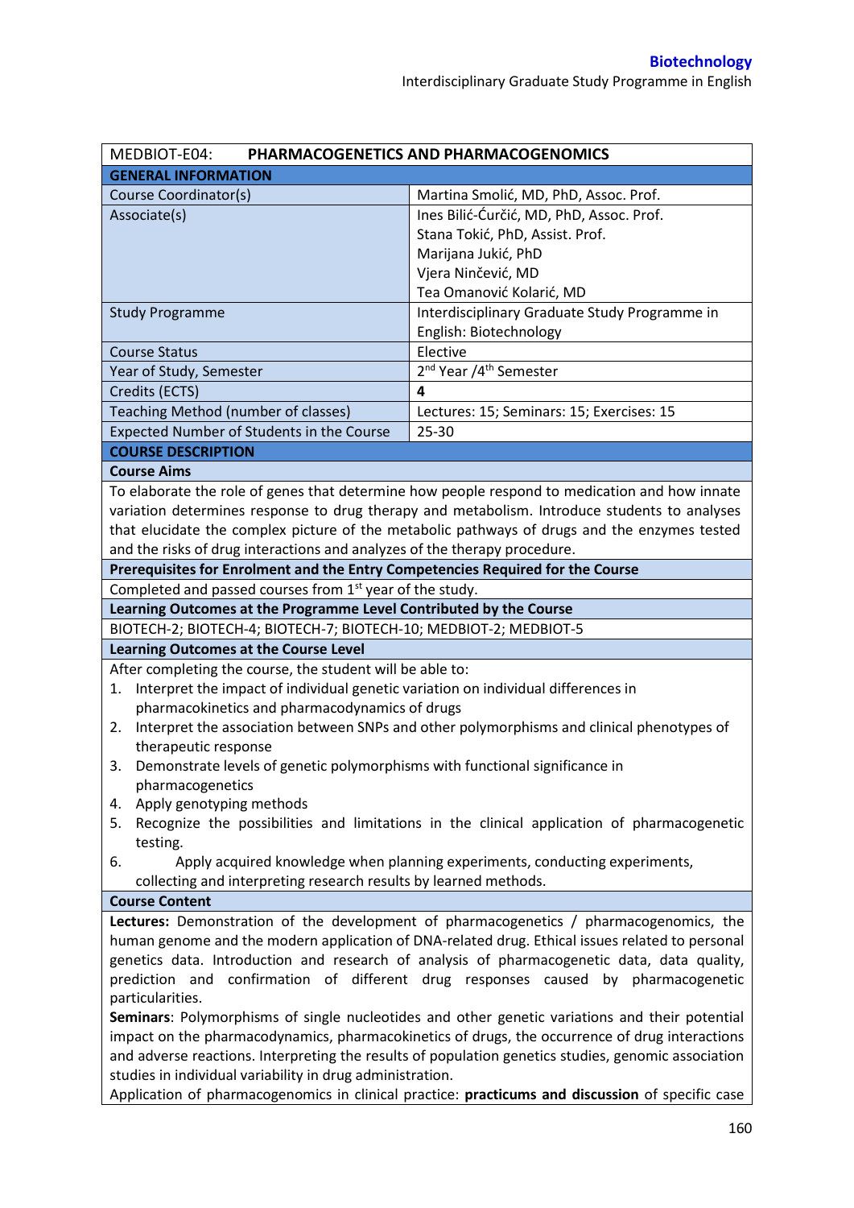| MEDBIOT-E04: **PHARMACOGENETICS AND PHARMACOGENOMICS** | |
|---|---|
| **GENERAL INFORMATION** | |
| Course Coordinator(s) | Martina Smolić, MD, PhD, Assoc. Prof. |
| Associate(s) | Ines Bilić-Ćurčić, MD, PhD, Assoc. Prof.<br>Stana Tokić, PhD, Assist. Prof.<br>Marijana Jukić, PhD<br>Vjera Ninčević, MD<br>Tea Omanović Kolarić, MD |
| Study Programme | Interdisciplinary Graduate Study Programme in English: Biotechnology |
| Course Status | Elective |
| Year of Study, Semester | 2nd Year /4th Semester |
| Credits (ECTS) | **4** |
| Teaching Method (number of classes) | Lectures: 15; Seminars: 15; Exercises: 15 |
| Expected Number of Students in the Course | 25-30 |

**COURSE DESCRIPTION**

**Course Aims**

To elaborate the role of genes that determine how people respond to medication and how innate variation determines response to drug therapy and metabolism. Introduce students to analyses that elucidate the complex picture of the metabolic pathways of drugs and the enzymes tested and the risks of drug interactions and analyzes of the therapy procedure.

**Prerequisites for Enrolment and the Entry Competencies Required for the Course**

Completed and passed courses from 1st year of the study.

**Learning Outcomes at the Programme Level Contributed by the Course**

BIOTECH-2; BIOTECH-4; BIOTECH-7; BIOTECH-10; MEDBIOT-2; MEDBIOT-5

**Learning Outcomes at the Course Level**

After completing the course, the student will be able to:

1. Interpret the impact of individual genetic variation on individual differences in pharmacokinetics and pharmacodynamics of drugs
2. Interpret the association between SNPs and other polymorphisms and clinical phenotypes of therapeutic response
3. Demonstrate levels of genetic polymorphisms with functional significance in pharmacogenetics
4. Apply genotyping methods
5. Recognize the possibilities and limitations in the clinical application of pharmacogenetic testing.
6. Apply acquired knowledge when planning experiments, conducting experiments, collecting and interpreting research results by learned methods.

**Course Content**

**Lectures:** Demonstration of the development of pharmacogenetics / pharmacogenomics, the human genome and the modern application of DNA-related drug. Ethical issues related to personal genetics data. Introduction and research of analysis of pharmacogenetic data, data quality, prediction and confirmation of different drug responses caused by pharmacogenetic particularities.

**Seminars**: Polymorphisms of single nucleotides and other genetic variations and their potential impact on the pharmacodynamics, pharmacokinetics of drugs, the occurrence of drug interactions and adverse reactions. Interpreting the results of population genetics studies, genomic association studies in individual variability in drug administration.

Application of pharmacogenomics in clinical practice: **practicums and discussion** of specific case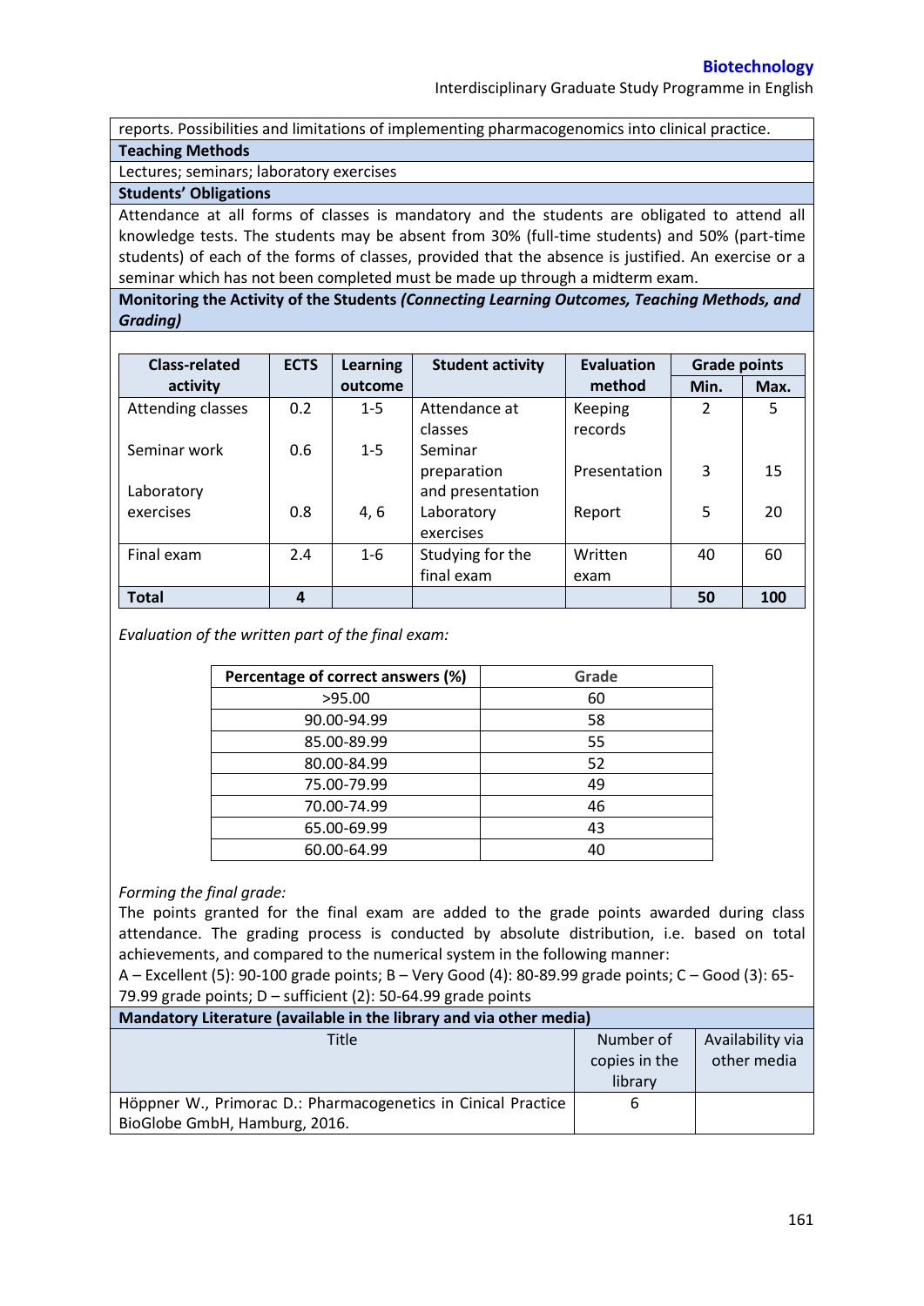reports. Possibilities and limitations of implementing pharmacogenomics into clinical practice.

**Teaching Methods**

Lectures; seminars; laboratory exercises

**Students' Obligations**

Attendance at all forms of classes is mandatory and the students are obligated to attend all knowledge tests. The students may be absent from 30% (full-time students) and 50% (part-time students) of each of the forms of classes, provided that the absence is justified. An exercise or a seminar which has not been completed must be made up through a midterm exam.

**Monitoring the Activity of the Students *(Connecting Learning Outcomes, Teaching Methods, and Grading)***

| Class-related activity | ECTS | Learning outcome | Student activity | Evaluation method | Grade points | |
|---|---|---|---|---|---|---|
| | | | | | Min. | Max. |
| Attending classes | 0.2 | 1-5 | Attendance at classes | Keeping records | 2 | 5 |
| Seminar work | 0.6 | 1-5 | Seminar preparation and presentation | Presentation | 3 | 15 |
| Laboratory exercises | 0.8 | 4, 6 | Laboratory exercises | Report | 5 | 20 |
| Final exam | 2.4 | 1-6 | Studying for the final exam | Written exam | 40 | 60 |
| **Total** | **4** | | | | **50** | **100** |

*Evaluation of the written part of the final exam:*

| Percentage of correct answers (%) | Grade |
|---|---|
| >95.00 | 60 |
| 90.00-94.99 | 58 |
| 85.00-89.99 | 55 |
| 80.00-84.99 | 52 |
| 75.00-79.99 | 49 |
| 70.00-74.99 | 46 |
| 65.00-69.99 | 43 |
| 60.00-64.99 | 40 |

*Forming the final grade:*

The points granted for the final exam are added to the grade points awarded during class attendance. The grading process is conducted by absolute distribution, i.e. based on total achievements, and compared to the numerical system in the following manner:

A – Excellent (5): 90-100 grade points; B – Very Good (4): 80-89.99 grade points; C – Good (3): 65-79.99 grade points; D – sufficient (2): 50-64.99 grade points

**Mandatory Literature (available in the library and via other media)**

| Title | Number of copies in the library | Availability via other media |
|---|---|---|
| Höppner W., Primorac D.: Pharmacogenetics in Cinical Practice BioGlobe GmbH, Hamburg, 2016. | 6 | |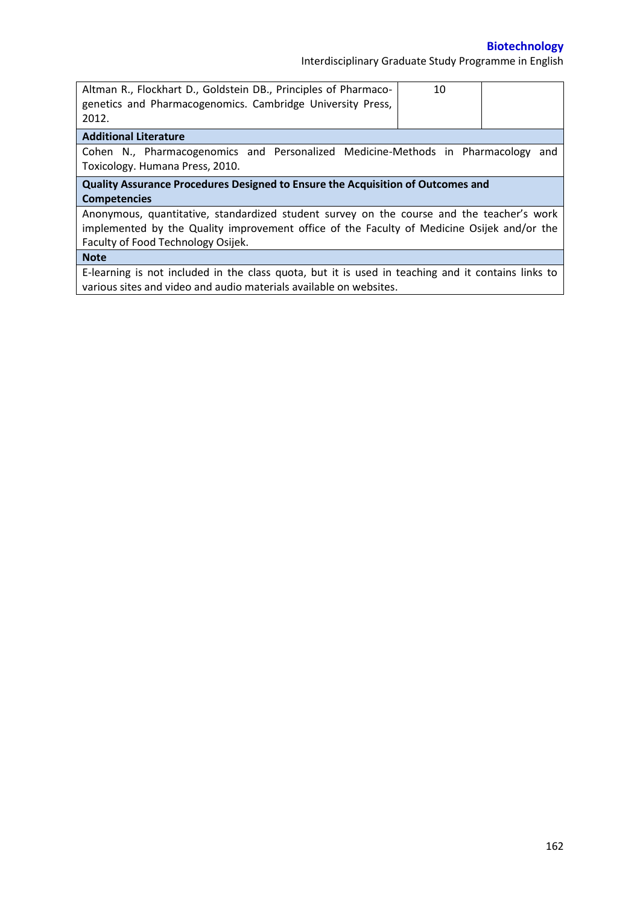| | | |
|---|---|---|
| Altman R., Flockhart D., Goldstein DB., Principles of Pharmacogenetics and Pharmacogenomics. Cambridge University Press, 2012. | 10 | |

**Additional Literature**

Cohen N., Pharmacogenomics and Personalized Medicine-Methods in Pharmacology and Toxicology. Humana Press, 2010.

**Quality Assurance Procedures Designed to Ensure the Acquisition of Outcomes and Competencies**

Anonymous, quantitative, standardized student survey on the course and the teacher's work implemented by the Quality improvement office of the Faculty of Medicine Osijek and/or the Faculty of Food Technology Osijek.

**Note**

E-learning is not included in the class quota, but it is used in teaching and it contains links to various sites and video and audio materials available on websites.